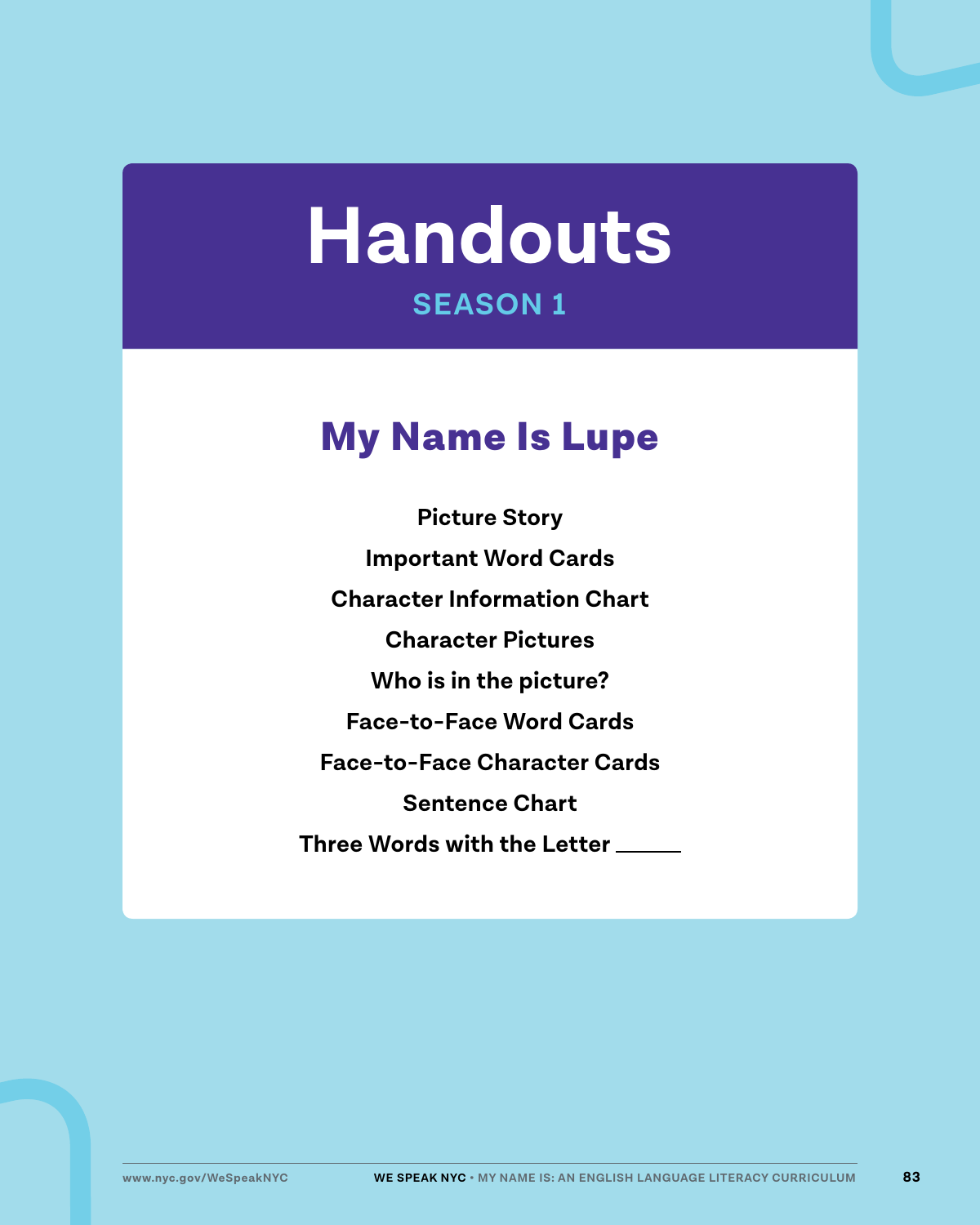# Handouts

## SEASON 1

## My Name Is Lupe

**Picture Story**

**Important Word Cards**

**Character Information Chart**

**Character Pictures**

**Who is in the picture?**

**Face-to-Face Word Cards**

**Face-to-Face Character Cards**

**Sentence Chart**

**Three Words with the Letter \_\_\_\_\_\_**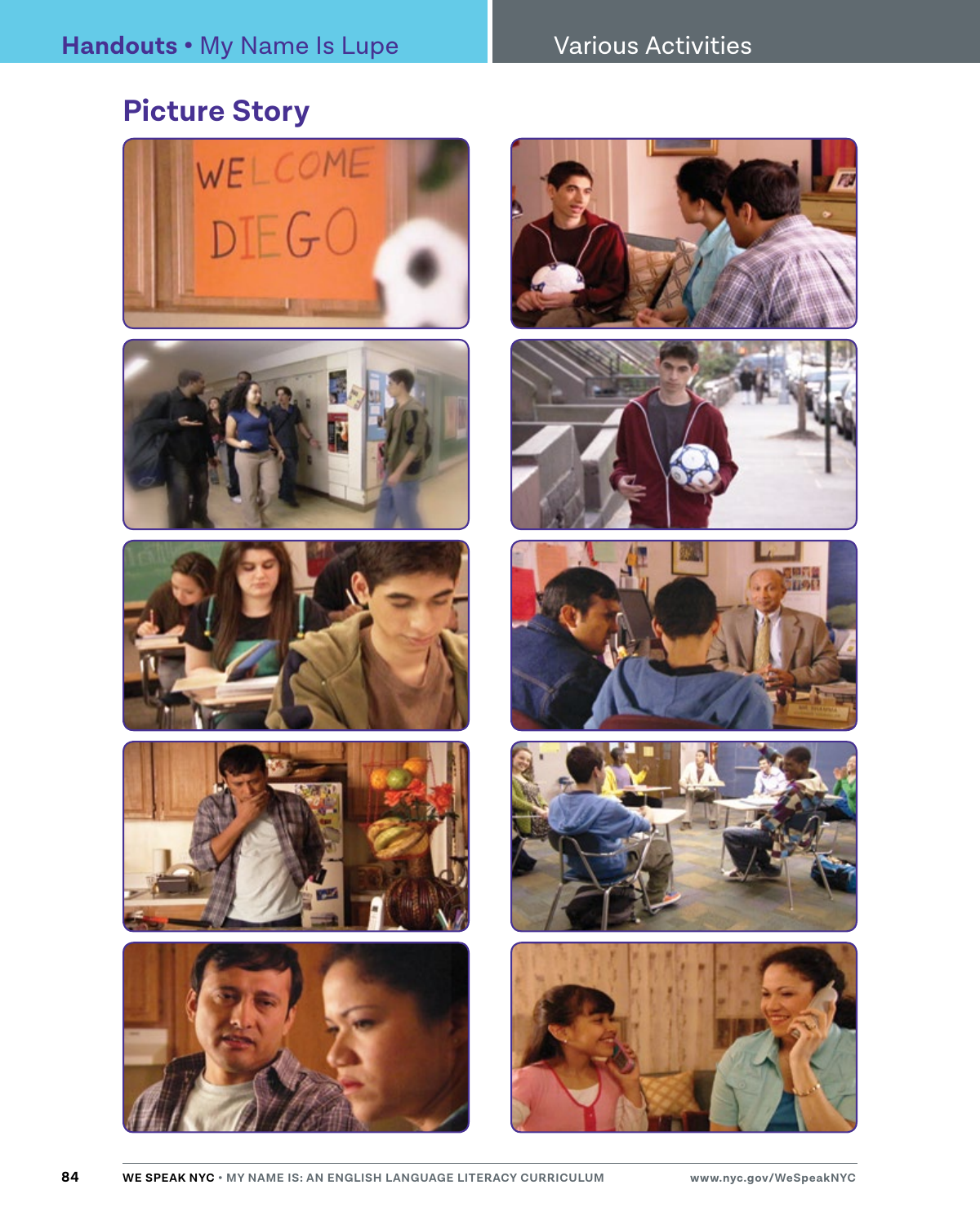## Picture Story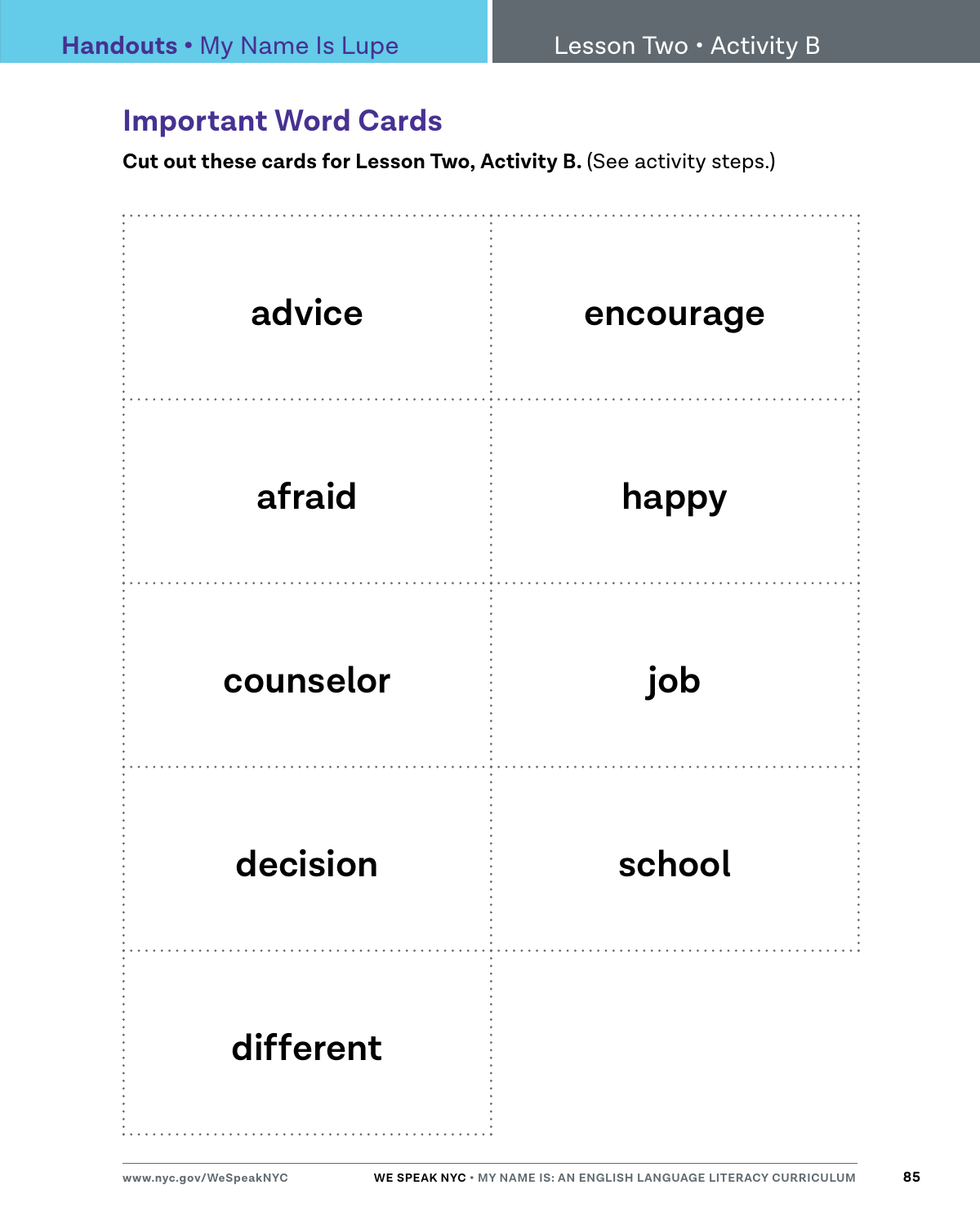## Important Word Cards

**Cut out these cards for Lesson Two, Activity B.** (See activity steps.)

| | |
|---|---|
| **advice** | **encourage** |
| **afraid** | **happy** |
| **counselor** | **job** |
| **decision** | **school** |
| **different** | |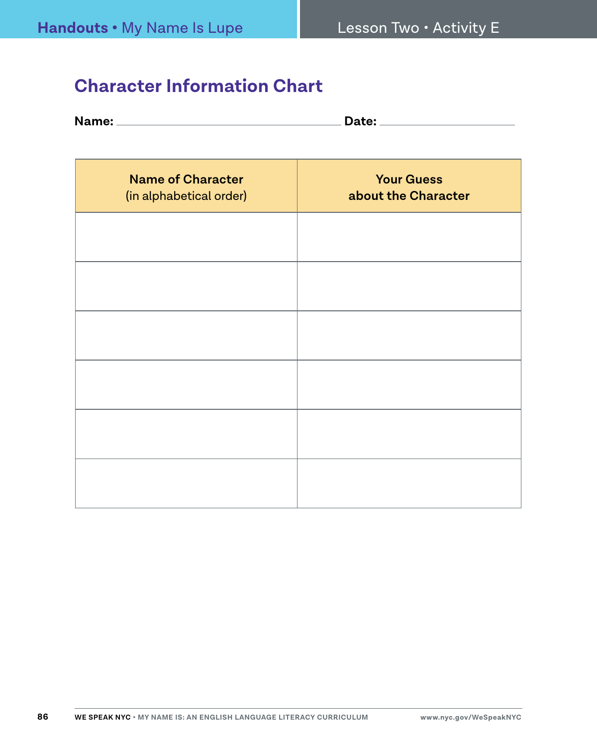## Character Information Chart

**Name:** ______________________________ **Date:** ____________________

| **Name of Character** (in alphabetical order) | **Your Guess about the Character** |
|---|---|
| | |
| | |
| | |
| | |
| | |
| | |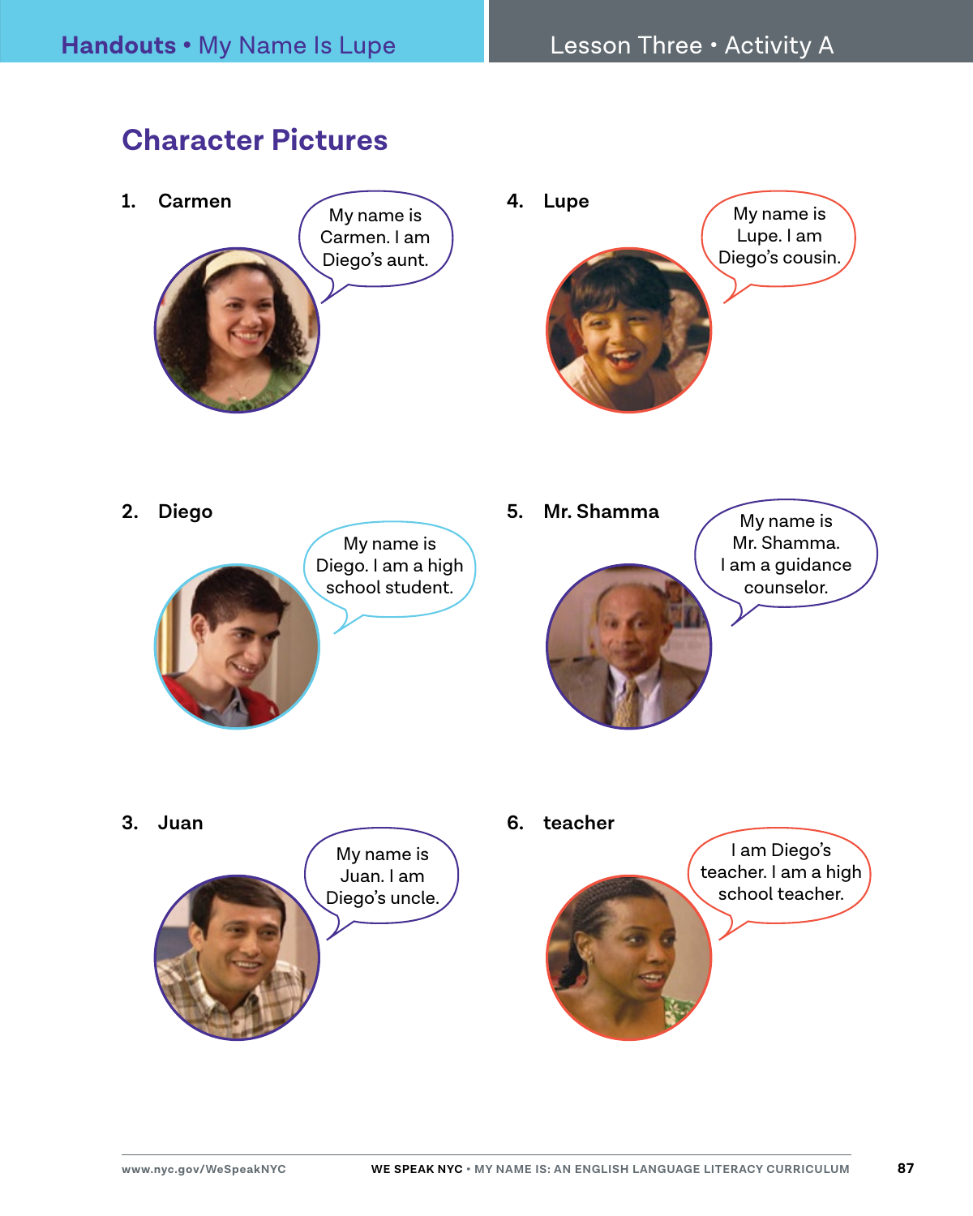## Character Pictures

1. **Carmen**

   My name is Carmen. I am Diego's aunt.

2. **Diego**

   My name is Diego. I am a high school student.

3. **Juan**

   My name is Juan. I am Diego's uncle.

4. **Lupe**

   My name is Lupe. I am Diego's cousin.

5. **Mr. Shamma**

   My name is Mr. Shamma. I am a guidance counselor.

6. **teacher**

   I am Diego's teacher. I am a high school teacher.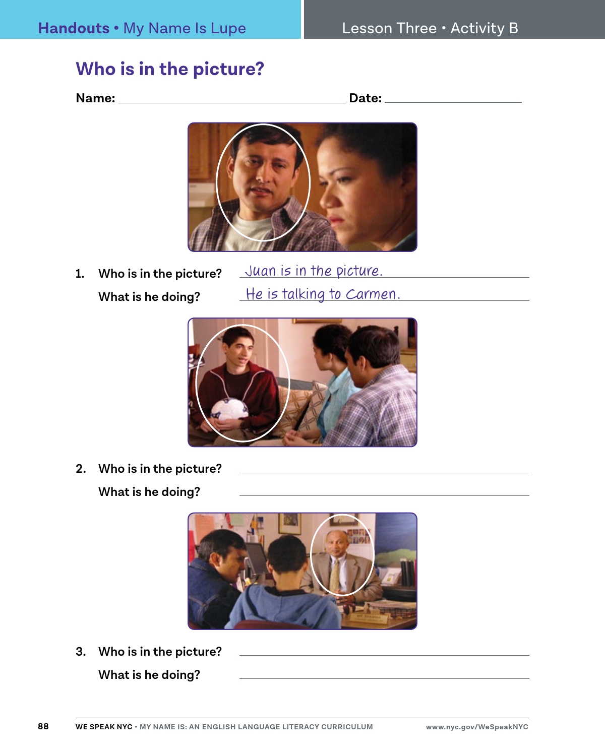# Who is in the picture?

**Name:** ______________________________ **Date:** ____________________

1. **Who is in the picture?** Juan is in the picture.

   **What is he doing?** He is talking to Carmen.

2. **Who is in the picture?** ______________________________

   **What is he doing?** ______________________________

3. **Who is in the picture?** ______________________________

   **What is he doing?** ______________________________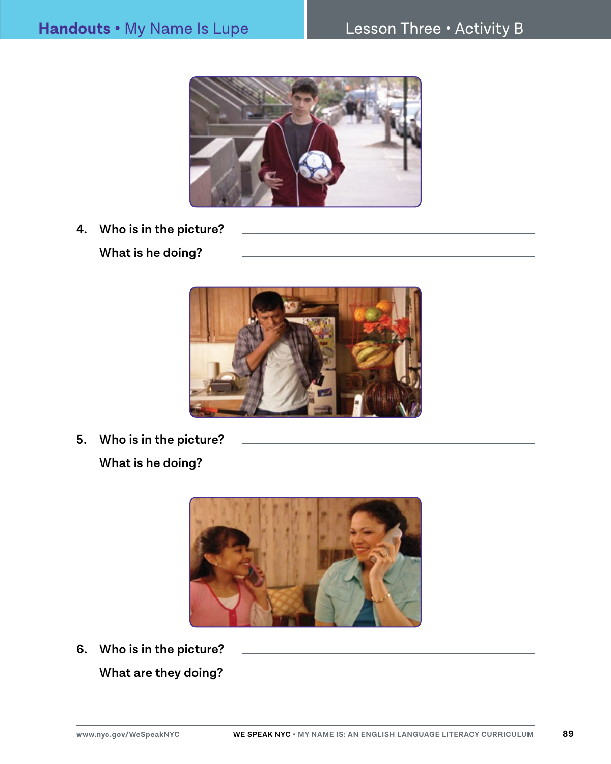4. **Who is in the picture?** \_\_\_\_\_\_\_\_\_\_\_\_\_\_\_\_\_\_\_\_

   **What is he doing?** \_\_\_\_\_\_\_\_\_\_\_\_\_\_\_\_\_\_\_\_

5. **Who is in the picture?** \_\_\_\_\_\_\_\_\_\_\_\_\_\_\_\_\_\_\_\_

   **What is he doing?** \_\_\_\_\_\_\_\_\_\_\_\_\_\_\_\_\_\_\_\_

6. **Who is in the picture?** \_\_\_\_\_\_\_\_\_\_\_\_\_\_\_\_\_\_\_\_

   **What are they doing?** \_\_\_\_\_\_\_\_\_\_\_\_\_\_\_\_\_\_\_\_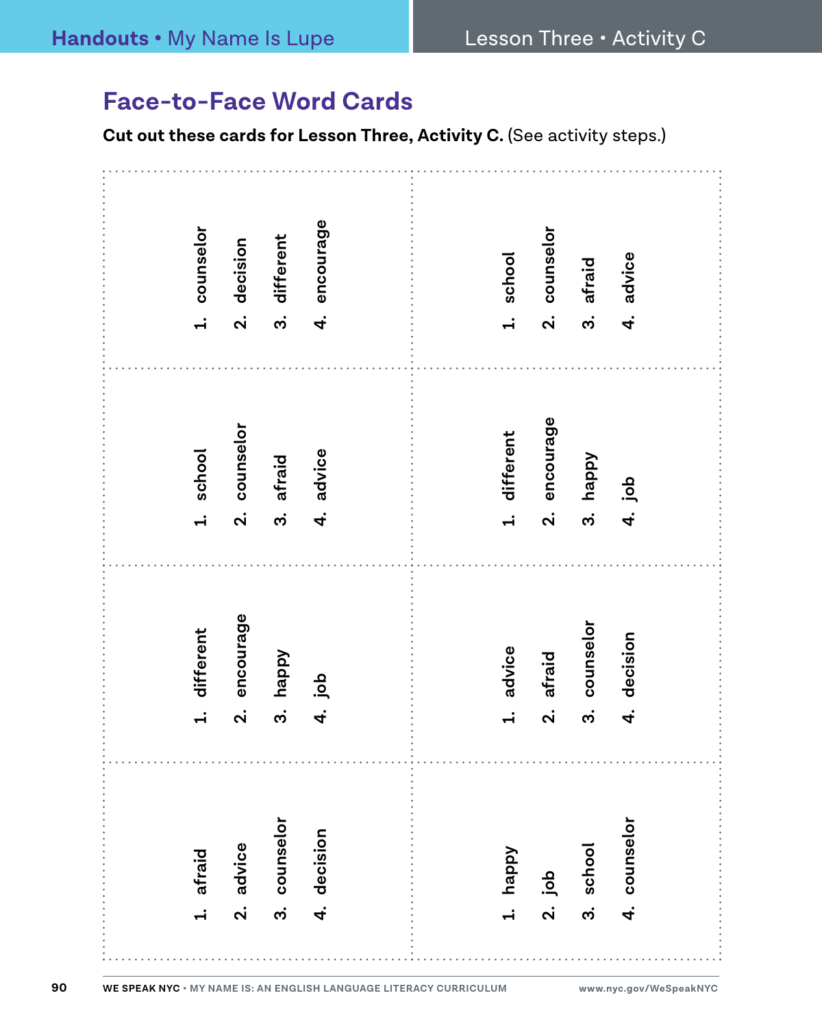# Face-to-Face Word Cards

**Cut out these cards for Lesson Three, Activity C.** (See activity steps.)

1. counselor
2. decision
3. different
4. encourage

---

1. school
2. counselor
3. afraid
4. advice

---

1. school
2. counselor
3. afraid
4. advice

---

1. different
2. encourage
3. happy
4. job

---

1. different
2. encourage
3. happy
4. job

---

1. advice
2. afraid
3. counselor
4. decision

---

1. afraid
2. advice
3. counselor
4. decision

---

1. happy
2. job
3. school
4. counselor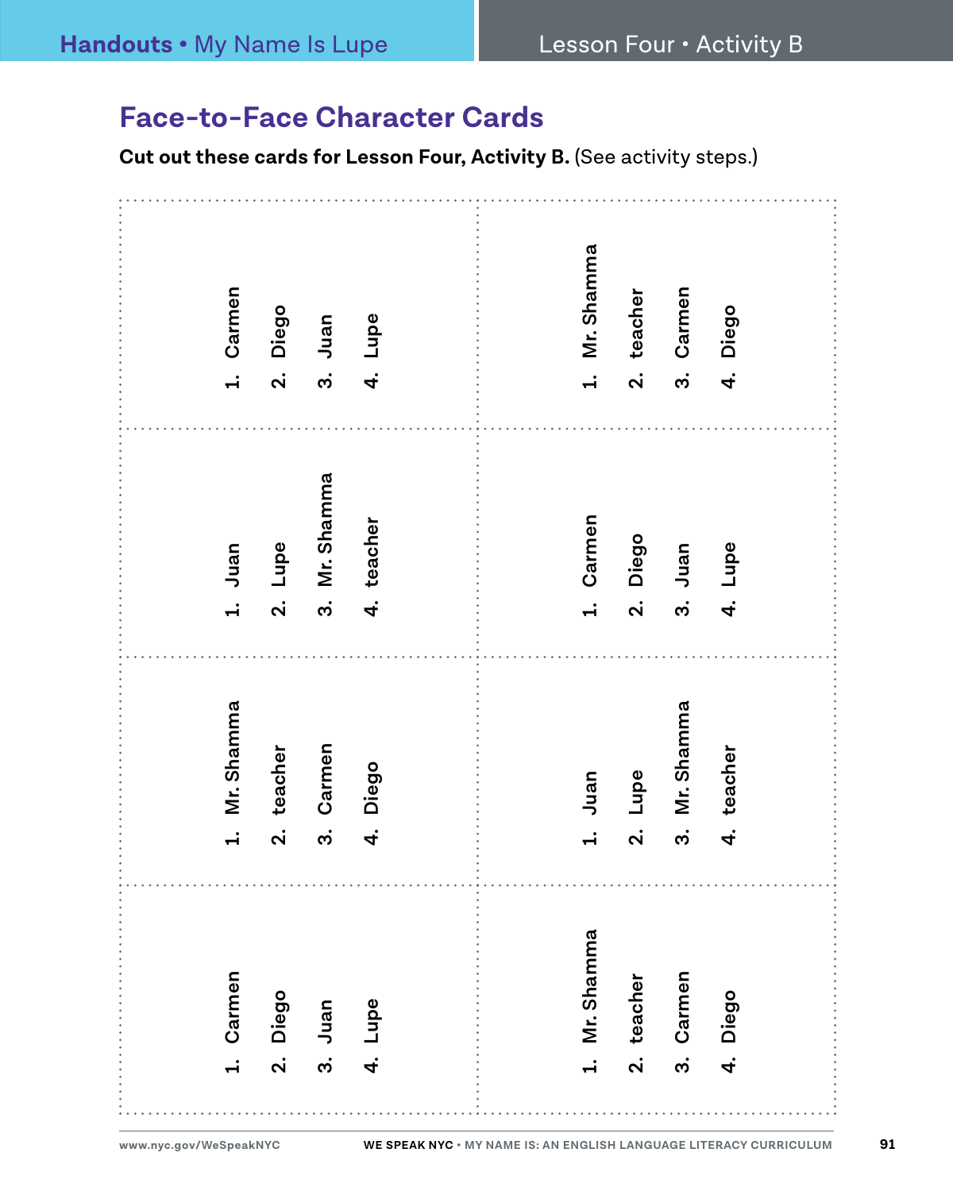## Face-to-Face Character Cards

**Cut out these cards for Lesson Four, Activity B.** (See activity steps.)

1. Carmen
2. Diego
3. Juan
4. Lupe

---

1. Mr. Shamma
2. teacher
3. Carmen
4. Diego

---

1. Juan
2. Lupe
3. Mr. Shamma
4. teacher

---

1. Carmen
2. Diego
3. Juan
4. Lupe

---

1. Mr. Shamma
2. teacher
3. Carmen
4. Diego

---

1. Juan
2. Lupe
3. Mr. Shamma
4. teacher

---

1. Carmen
2. Diego
3. Juan
4. Lupe

---

1. Mr. Shamma
2. teacher
3. Carmen
4. Diego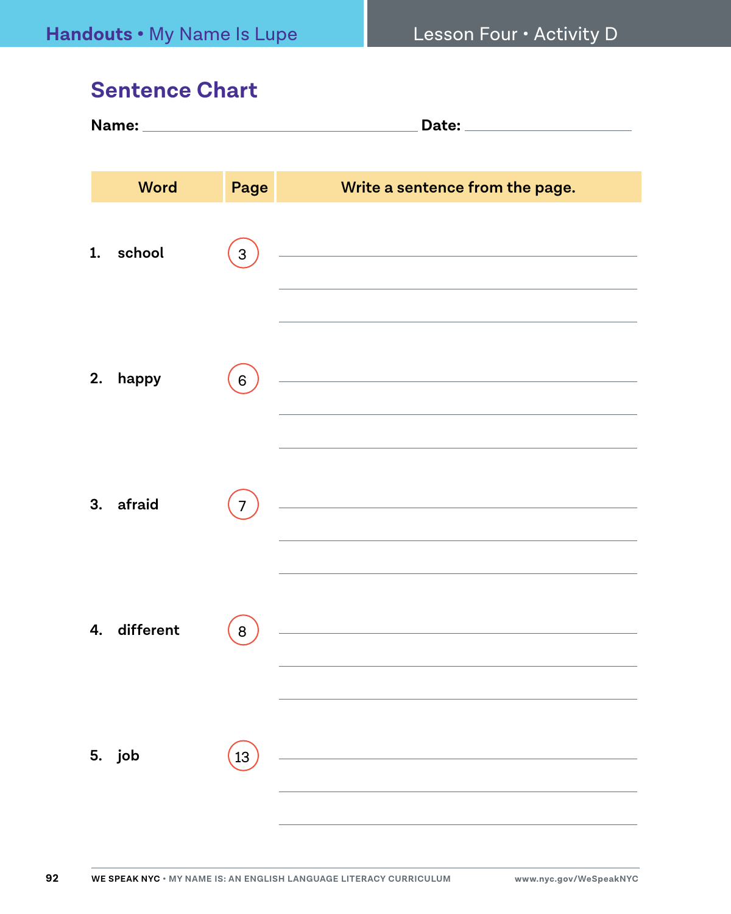## Sentence Chart

**Name:** ______________________ **Date:** ______________

| Word | Page | Write a sentence from the page. |
|---|---|---|
| **1. school** | 3 | |
| **2. happy** | 6 | |
| **3. afraid** | 7 | |
| **4. different** | 8 | |
| **5. job** | 13 | |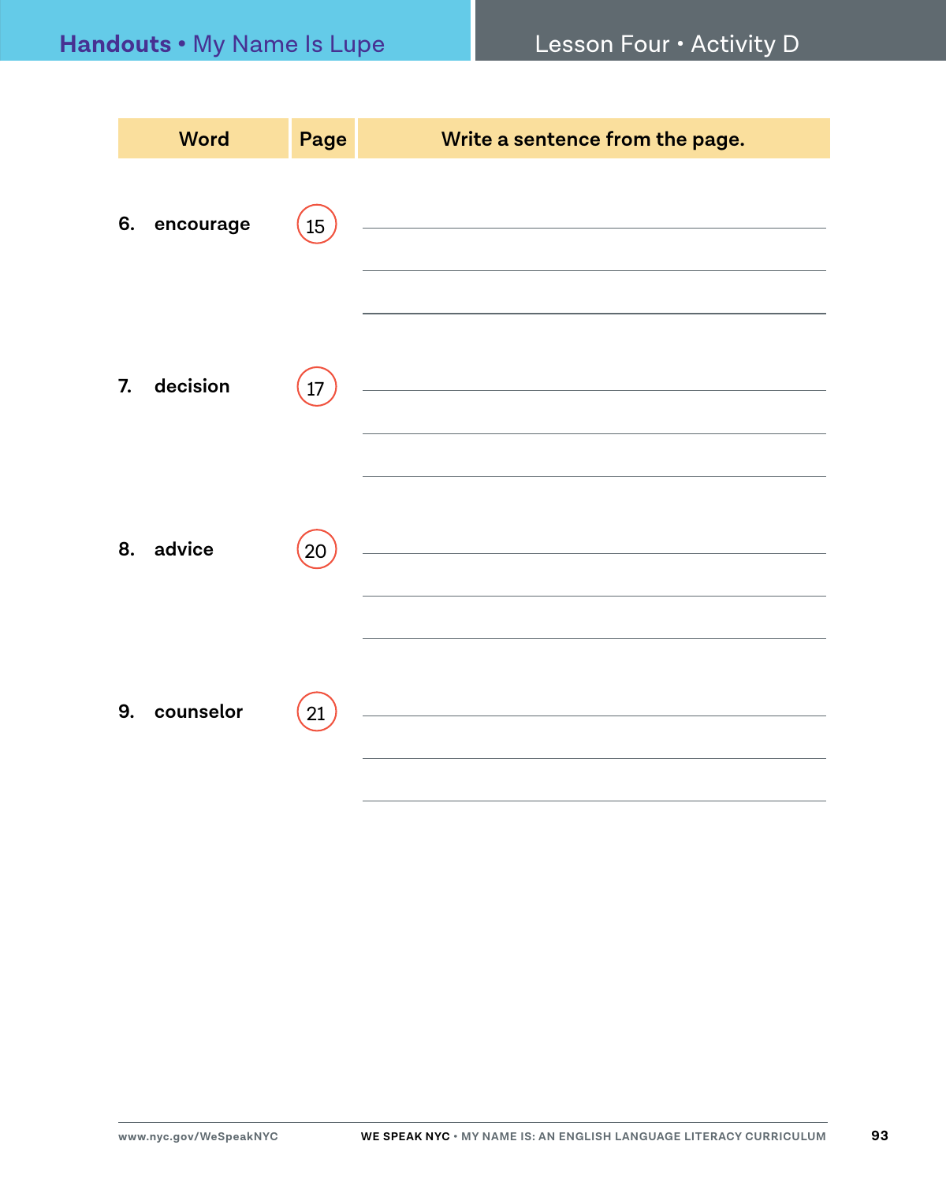| Word | Page | Write a sentence from the page. |
| --- | --- | --- |
| 6. encourage | 15 | |
| 7. decision | 17 | |
| 8. advice | 20 | |
| 9. counselor | 21 | |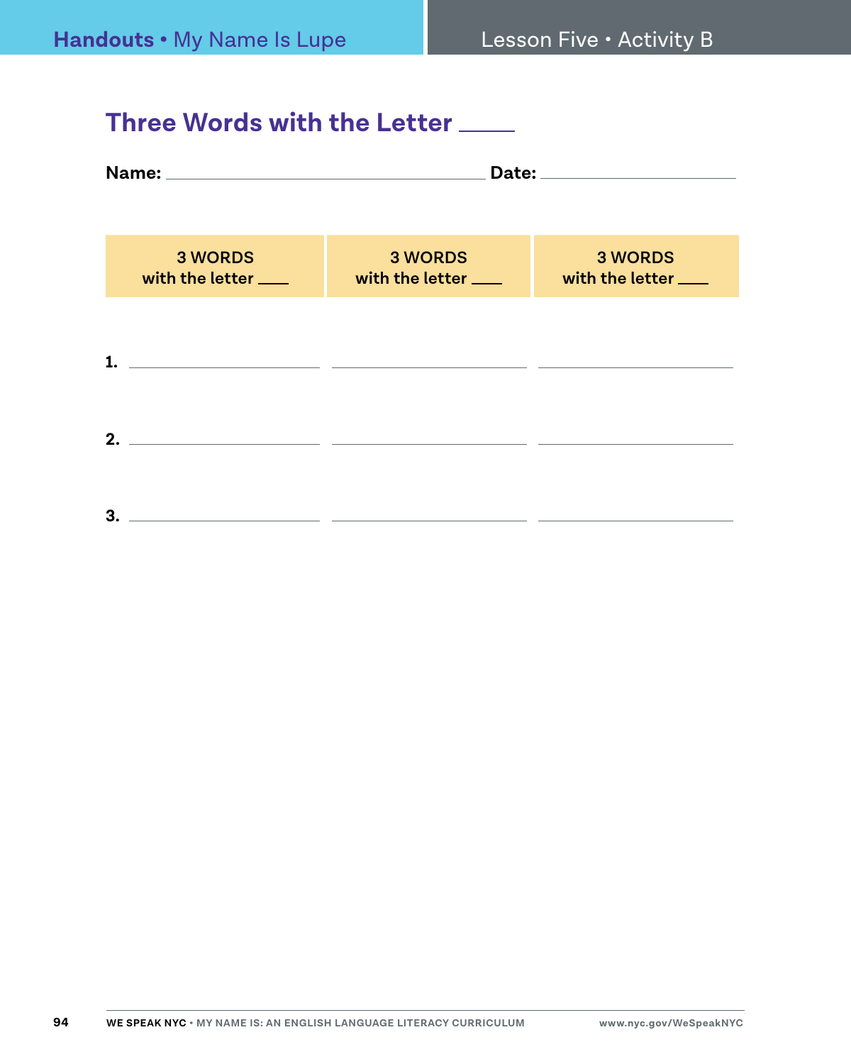# Three Words with the Letter ____

**Name:** ______________________ **Date:** ______________

| 3 WORDS with the letter ___ | 3 WORDS with the letter ___ | 3 WORDS with the letter ___ |
|---|---|---|
| 1. ______________ | ______________ | ______________ |
| 2. ______________ | ______________ | ______________ |
| 3. ______________ | ______________ | ______________ |